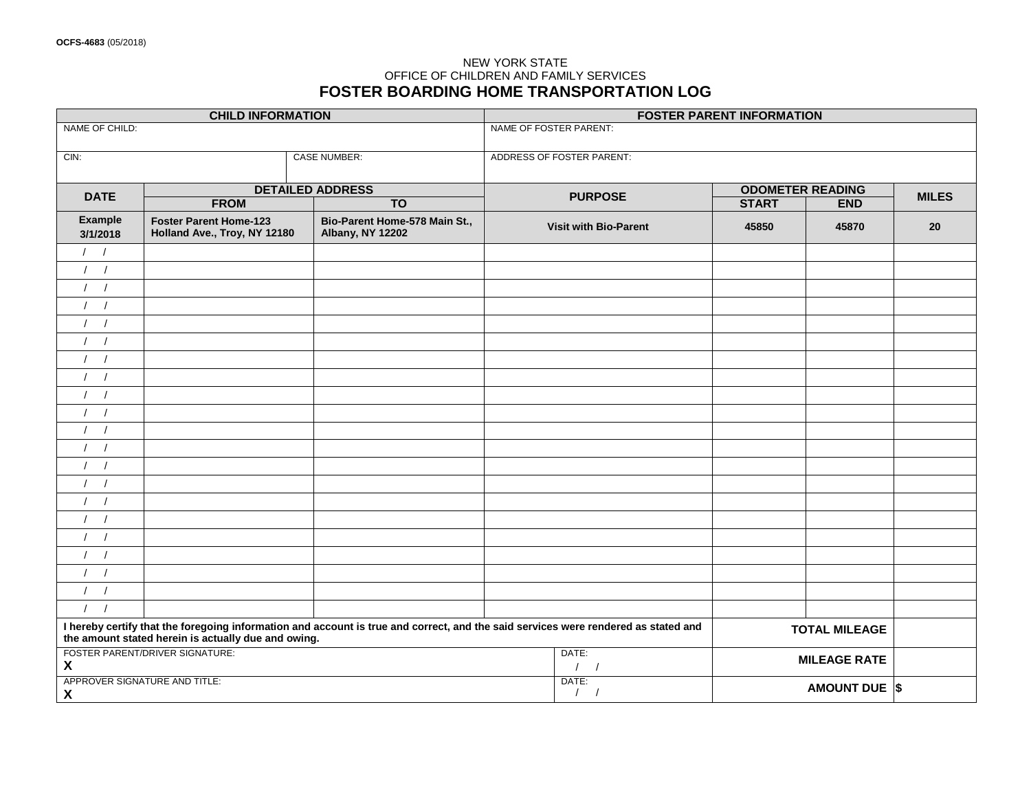OCFS-4683 (05/2018)

NEW YORK STATE
OFFICE OF CHILDREN AND FAMILY SERVICES

# FOSTER BOARDING HOME TRANSPORTATION LOG

| CHILD INFORMATION | | FOSTER PARENT INFORMATION |
|---|---|---|
| NAME OF CHILD: | | NAME OF FOSTER PARENT: |
| CIN: | CASE NUMBER: | ADDRESS OF FOSTER PARENT: |

| DATE | DETAILED ADDRESS | | PURPOSE | ODOMETER READING | | MILES |
|---|---|---|---|---|---|---|
| | FROM | TO | | START | END | |
| **Example 3/1/2018** | **Foster Parent Home-123 Holland Ave., Troy, NY 12180** | **Bio-Parent Home-578 Main St., Albany, NY 12202** | **Visit with Bio-Parent** | **45850** | **45870** | **20** |
| / / | | | | | | |
| / / | | | | | | |
| / / | | | | | | |
| / / | | | | | | |
| / / | | | | | | |
| / / | | | | | | |
| / / | | | | | | |
| / / | | | | | | |
| / / | | | | | | |
| / / | | | | | | |
| / / | | | | | | |
| / / | | | | | | |
| / / | | | | | | |
| / / | | | | | | |
| / / | | | | | | |
| / / | | | | | | |
| / / | | | | | | |
| / / | | | | | | |
| / / | | | | | | |
| / / | | | | | | |
| / / | | | | | | |

| | | | |
|---|---|---|---|
| **I hereby certify that the foregoing information and account is true and correct, and the said services were rendered as stated and the amount stated herein is actually due and owing.** | | **TOTAL MILEAGE** | |
| FOSTER PARENT/DRIVER SIGNATURE: **X** | DATE: / / | **MILEAGE RATE** | |
| APPROVER SIGNATURE AND TITLE: **X** | DATE: / / | **AMOUNT DUE** | **$** |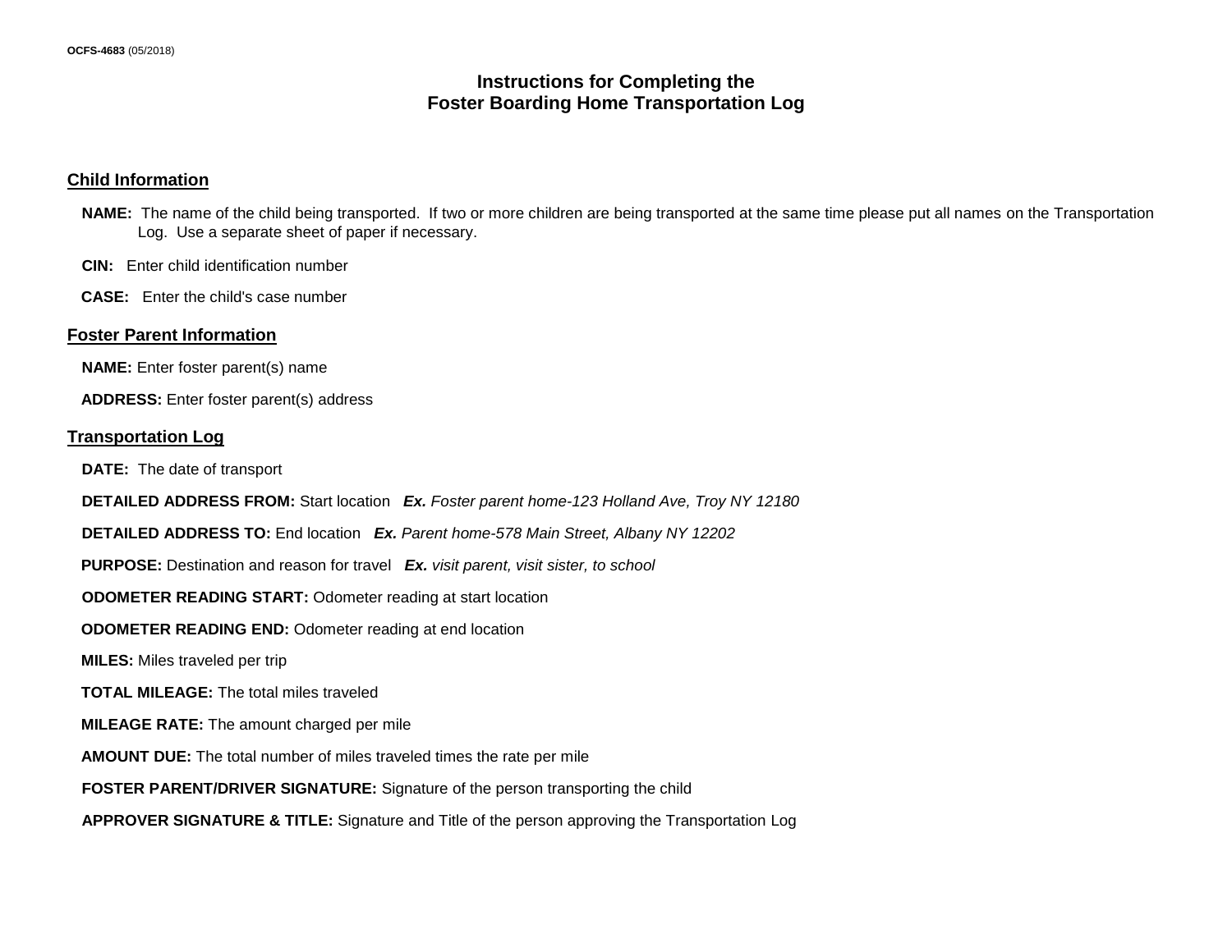OCFS-4683 (05/2018)

# Instructions for Completing the Foster Boarding Home Transportation Log

## Child Information

**NAME:** The name of the child being transported. If two or more children are being transported at the same time please put all names on the Transportation Log. Use a separate sheet of paper if necessary.

**CIN:** Enter child identification number

**CASE:** Enter the child's case number

## Foster Parent Information

**NAME:** Enter foster parent(s) name

**ADDRESS:** Enter foster parent(s) address

## Transportation Log

**DATE:** The date of transport

**DETAILED ADDRESS FROM:** Start location ***Ex.*** *Foster parent home-123 Holland Ave, Troy NY 12180*

**DETAILED ADDRESS TO:** End location ***Ex.*** *Parent home-578 Main Street, Albany NY 12202*

**PURPOSE:** Destination and reason for travel ***Ex.*** *visit parent, visit sister, to school*

**ODOMETER READING START:** Odometer reading at start location

**ODOMETER READING END:** Odometer reading at end location

**MILES:** Miles traveled per trip

**TOTAL MILEAGE:** The total miles traveled

**MILEAGE RATE:** The amount charged per mile

**AMOUNT DUE:** The total number of miles traveled times the rate per mile

**FOSTER PARENT/DRIVER SIGNATURE:** Signature of the person transporting the child

**APPROVER SIGNATURE & TITLE:** Signature and Title of the person approving the Transportation Log